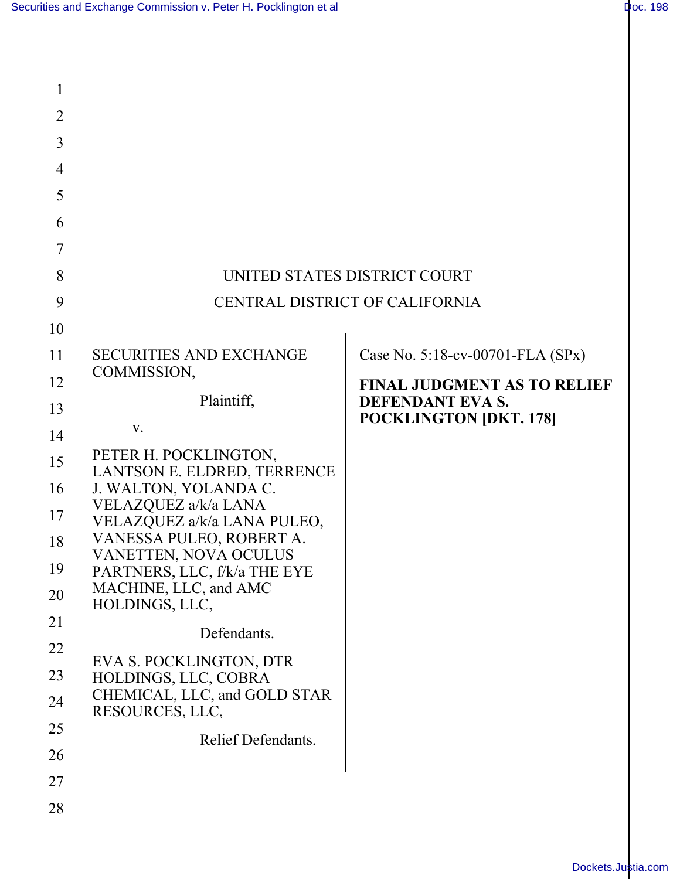UNITED STATES DISTRICT COURT

CENTRAL DISTRICT OF CALIFORNIA

SECURITIES AND EXCHANGE COMMISSION,

Plaintiff,

v.

PETER H. POCKLINGTON, LANTSON E. ELDRED, TERRENCE J. WALTON, YOLANDA C. VELAZQUEZ a/k/a LANA VELAZQUEZ a/k/a LANA PULEO, VANESSA PULEO, ROBERT A. VANETTEN, NOVA OCULUS PARTNERS, LLC, f/k/a THE EYE MACHINE, LLC, and AMC HOLDINGS, LLC,

Defendants.

EVA S. POCKLINGTON, DTR HOLDINGS, LLC, COBRA CHEMICAL, LLC, and GOLD STAR RESOURCES, LLC,

Relief Defendants.

Case No. 5:18-cv-00701-FLA (SPx)

**FINAL JUDGMENT AS TO RELIEF DEFENDANT EVA S. POCKLINGTON [DKT. 178]**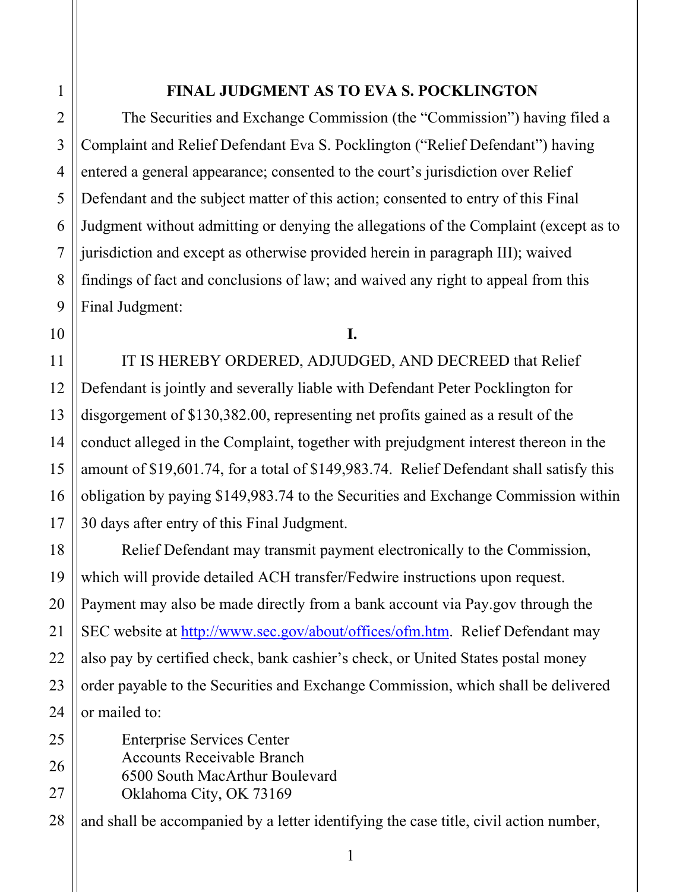# FINAL JUDGMENT AS TO EVA S. POCKLINGTON

The Securities and Exchange Commission (the "Commission") having filed a Complaint and Relief Defendant Eva S. Pocklington ("Relief Defendant") having entered a general appearance; consented to the court's jurisdiction over Relief Defendant and the subject matter of this action; consented to entry of this Final Judgment without admitting or denying the allegations of the Complaint (except as to jurisdiction and except as otherwise provided herein in paragraph III); waived findings of fact and conclusions of law; and waived any right to appeal from this Final Judgment:

## I.

IT IS HEREBY ORDERED, ADJUDGED, AND DECREED that Relief Defendant is jointly and severally liable with Defendant Peter Pocklington for disgorgement of $130,382.00, representing net profits gained as a result of the conduct alleged in the Complaint, together with prejudgment interest thereon in the amount of $19,601.74, for a total of $149,983.74. Relief Defendant shall satisfy this obligation by paying $149,983.74 to the Securities and Exchange Commission within 30 days after entry of this Final Judgment.

Relief Defendant may transmit payment electronically to the Commission, which will provide detailed ACH transfer/Fedwire instructions upon request. Payment may also be made directly from a bank account via Pay.gov through the SEC website at http://www.sec.gov/about/offices/ofm.htm. Relief Defendant may also pay by certified check, bank cashier's check, or United States postal money order payable to the Securities and Exchange Commission, which shall be delivered or mailed to:

Enterprise Services Center
Accounts Receivable Branch
6500 South MacArthur Boulevard
Oklahoma City, OK 73169

and shall be accompanied by a letter identifying the case title, civil action number,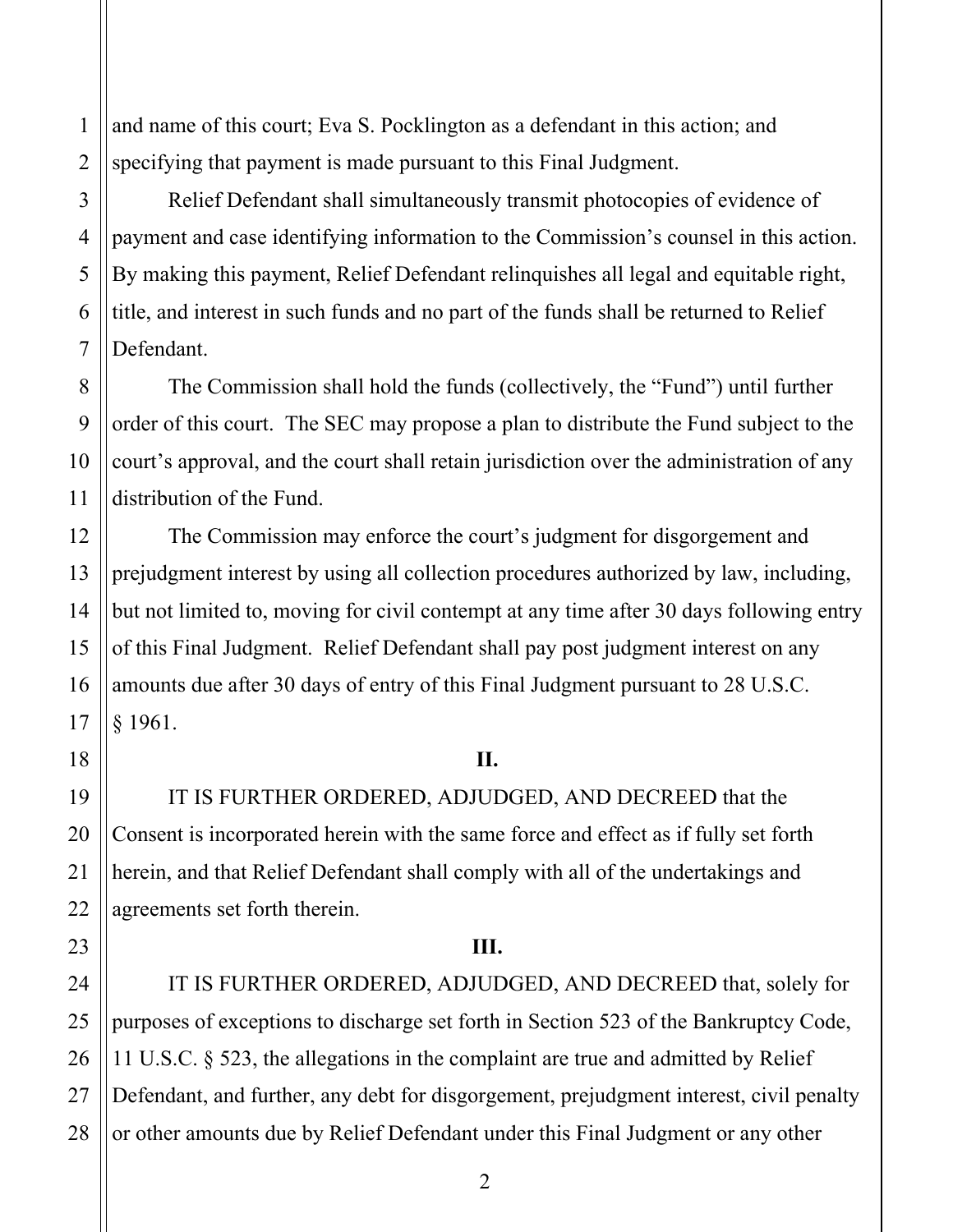and name of this court; Eva S. Pocklington as a defendant in this action; and specifying that payment is made pursuant to this Final Judgment.

Relief Defendant shall simultaneously transmit photocopies of evidence of payment and case identifying information to the Commission's counsel in this action. By making this payment, Relief Defendant relinquishes all legal and equitable right, title, and interest in such funds and no part of the funds shall be returned to Relief Defendant.

The Commission shall hold the funds (collectively, the "Fund") until further order of this court. The SEC may propose a plan to distribute the Fund subject to the court's approval, and the court shall retain jurisdiction over the administration of any distribution of the Fund.

The Commission may enforce the court's judgment for disgorgement and prejudgment interest by using all collection procedures authorized by law, including, but not limited to, moving for civil contempt at any time after 30 days following entry of this Final Judgment. Relief Defendant shall pay post judgment interest on any amounts due after 30 days of entry of this Final Judgment pursuant to 28 U.S.C. § 1961.

**II.**

IT IS FURTHER ORDERED, ADJUDGED, AND DECREED that the Consent is incorporated herein with the same force and effect as if fully set forth herein, and that Relief Defendant shall comply with all of the undertakings and agreements set forth therein.

**III.**

IT IS FURTHER ORDERED, ADJUDGED, AND DECREED that, solely for purposes of exceptions to discharge set forth in Section 523 of the Bankruptcy Code, 11 U.S.C. § 523, the allegations in the complaint are true and admitted by Relief Defendant, and further, any debt for disgorgement, prejudgment interest, civil penalty or other amounts due by Relief Defendant under this Final Judgment or any other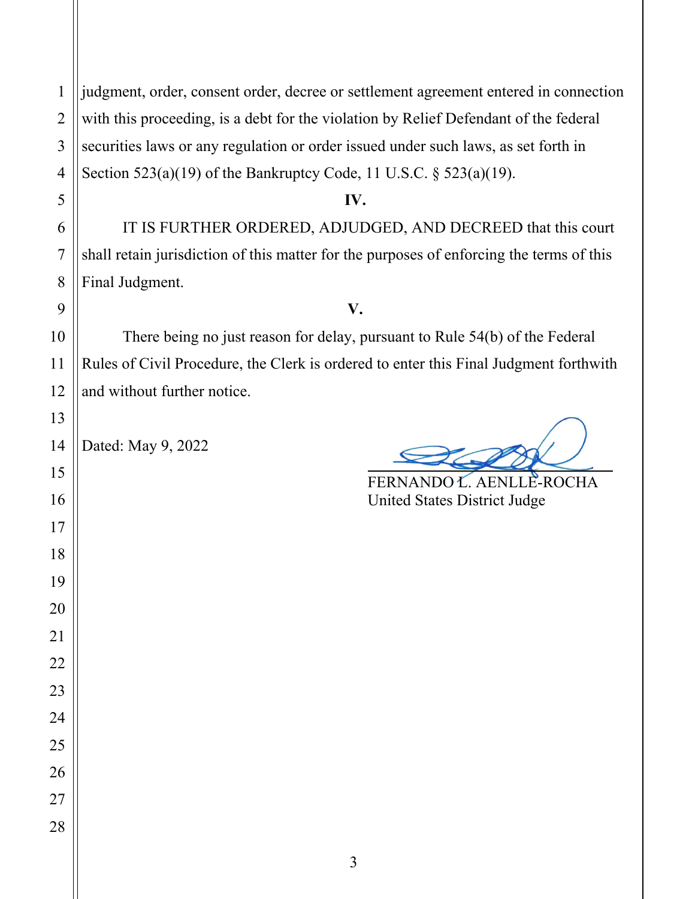judgment, order, consent order, decree or settlement agreement entered in connection with this proceeding, is a debt for the violation by Relief Defendant of the federal securities laws or any regulation or order issued under such laws, as set forth in Section 523(a)(19) of the Bankruptcy Code, 11 U.S.C. § 523(a)(19).

**IV.**

IT IS FURTHER ORDERED, ADJUDGED, AND DECREED that this court shall retain jurisdiction of this matter for the purposes of enforcing the terms of this Final Judgment.

**V.**

There being no just reason for delay, pursuant to Rule 54(b) of the Federal Rules of Civil Procedure, the Clerk is ordered to enter this Final Judgment forthwith and without further notice.

Dated: May 9, 2022

FERNANDO L. AENLLE-ROCHA
United States District Judge